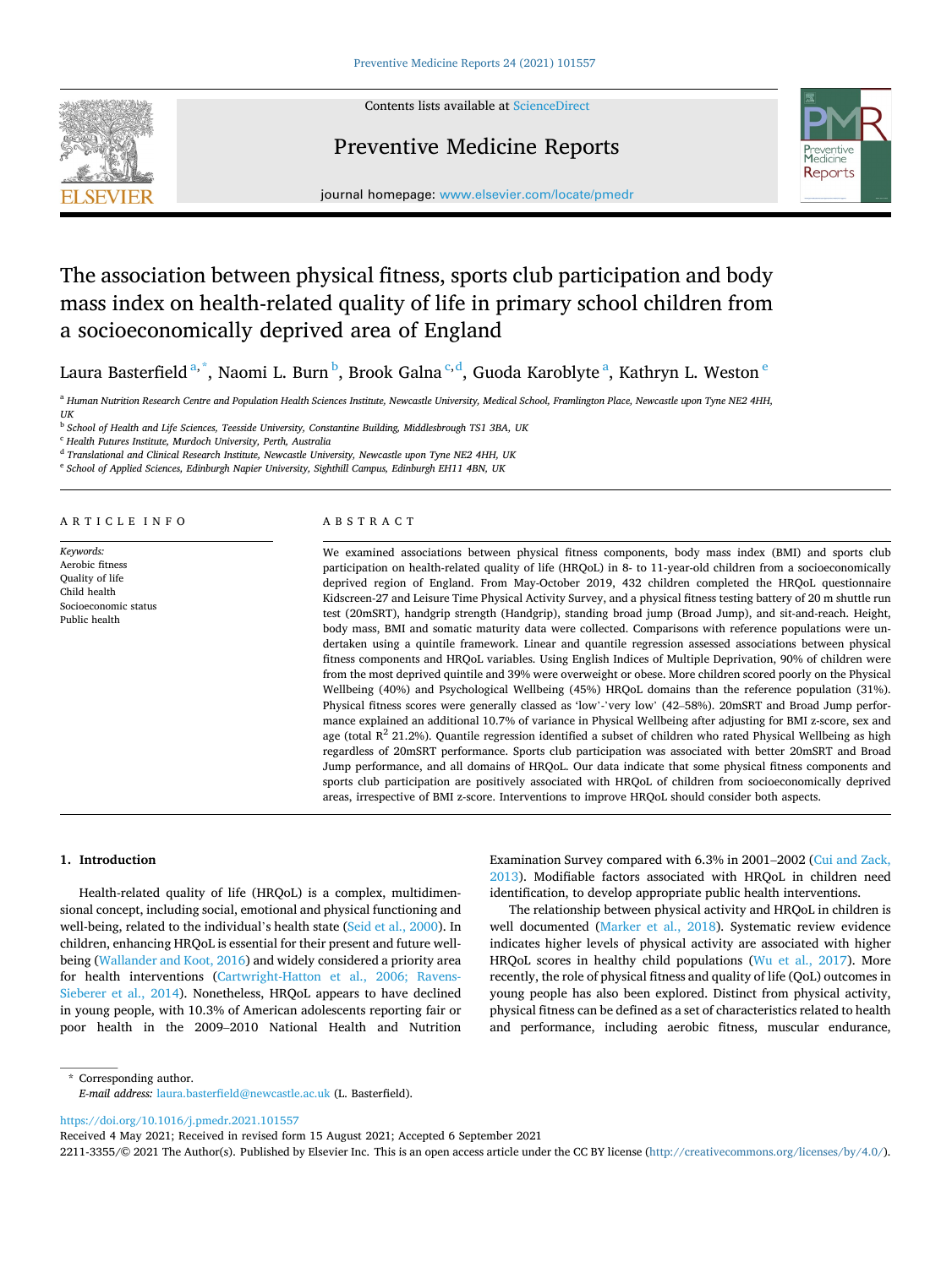# The association between physical fitness, sports club participation and body mass index on health-related quality of life in primary school children from a socioeconomically deprived area of England

Laura Basterfield [a,*], Naomi L. Burn [b], Brook Galna [c,d], Guoda Karoblyte [a], Kathryn L. Weston [e]

[a] Human Nutrition Research Centre and Population Health Sciences Institute, Newcastle University, Medical School, Framlington Place, Newcastle upon Tyne NE2 4HH, UK

[b] School of Health and Life Sciences, Teesside University, Constantine Building, Middlesbrough TS1 3BA, UK

[c] Health Futures Institute, Murdoch University, Perth, Australia

[d] Translational and Clinical Research Institute, Newcastle University, Newcastle upon Tyne NE2 4HH, UK

[e] School of Applied Sciences, Edinburgh Napier University, Sighthill Campus, Edinburgh EH11 4BN, UK

## ARTICLE INFO

*Keywords:*
Aerobic fitness
Quality of life
Child health
Socioeconomic status
Public health

## ABSTRACT

We examined associations between physical fitness components, body mass index (BMI) and sports club participation on health-related quality of life (HRQoL) in 8- to 11-year-old children from a socioeconomically deprived region of England. From May-October 2019, 432 children completed the HRQoL questionnaire Kidscreen-27 and Leisure Time Physical Activity Survey, and a physical fitness testing battery of 20 m shuttle run test (20mSRT), handgrip strength (Handgrip), standing broad jump (Broad Jump), and sit-and-reach. Height, body mass, BMI and somatic maturity data were collected. Comparisons with reference populations were undertaken using a quintile framework. Linear and quantile regression assessed associations between physical fitness components and HRQoL variables. Using English Indices of Multiple Deprivation, 90% of children were from the most deprived quintile and 39% were overweight or obese. More children scored poorly on the Physical Wellbeing (40%) and Psychological Wellbeing (45%) HRQoL domains than the reference population (31%). Physical fitness scores were generally classed as 'low'-'very low' (42–58%). 20mSRT and Broad Jump performance explained an additional 10.7% of variance in Physical Wellbeing after adjusting for BMI z-score, sex and age (total $R^2$ 21.2%). Quantile regression identified a subset of children who rated Physical Wellbeing as high regardless of 20mSRT performance. Sports club participation was associated with better 20mSRT and Broad Jump performance, and all domains of HRQoL. Our data indicate that some physical fitness components and sports club participation are positively associated with HRQoL of children from socioeconomically deprived areas, irrespective of BMI z-score. Interventions to improve HRQoL should consider both aspects.

## 1. Introduction

Health-related quality of life (HRQoL) is a complex, multidimensional concept, including social, emotional and physical functioning and well-being, related to the individual's health state (Seid et al., 2000). In children, enhancing HRQoL is essential for their present and future well-being (Wallander and Koot, 2016) and widely considered a priority area for health interventions (Cartwright-Hatton et al., 2006; Ravens-Sieberer et al., 2014). Nonetheless, HRQoL appears to have declined in young people, with 10.3% of American adolescents reporting fair or poor health in the 2009–2010 National Health and Nutrition Examination Survey compared with 6.3% in 2001–2002 (Cui and Zack, 2013). Modifiable factors associated with HRQoL in children need identification, to develop appropriate public health interventions.

The relationship between physical activity and HRQoL in children is well documented (Marker et al., 2018). Systematic review evidence indicates higher levels of physical activity are associated with higher HRQoL scores in healthy child populations (Wu et al., 2017). More recently, the role of physical fitness and quality of life (QoL) outcomes in young people has also been explored. Distinct from physical activity, physical fitness can be defined as a set of characteristics related to health and performance, including aerobic fitness, muscular endurance,

\* Corresponding author.
*E-mail address:* laura.basterfield@newcastle.ac.uk (L. Basterfield).

https://doi.org/10.1016/j.pmedr.2021.101557
Received 4 May 2021; Received in revised form 15 August 2021; Accepted 6 September 2021
2211-3355/© 2021 The Author(s). Published by Elsevier Inc. This is an open access article under the CC BY license (http://creativecommons.org/licenses/by/4.0/).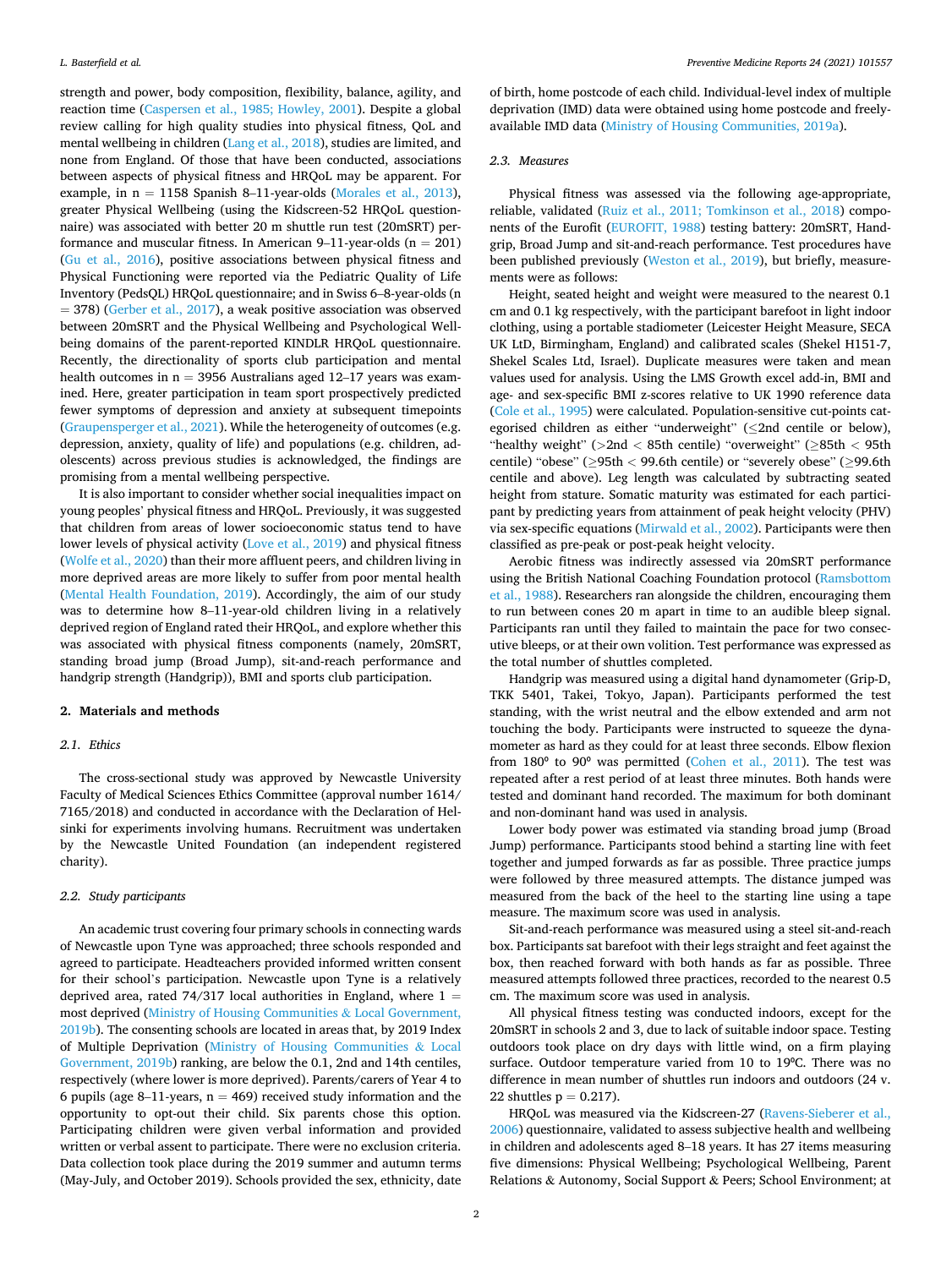strength and power, body composition, flexibility, balance, agility, and reaction time (Caspersen et al., 1985; Howley, 2001). Despite a global review calling for high quality studies into physical fitness, QoL and mental wellbeing in children (Lang et al., 2018), studies are limited, and none from England. Of those that have been conducted, associations between aspects of physical fitness and HRQoL may be apparent. For example, in n = 1158 Spanish 8–11-year-olds (Morales et al., 2013), greater Physical Wellbeing (using the Kidscreen-52 HRQoL questionnaire) was associated with better 20 m shuttle run test (20mSRT) performance and muscular fitness. In American 9–11-year-olds (n = 201) (Gu et al., 2016), positive associations between physical fitness and Physical Functioning were reported via the Pediatric Quality of Life Inventory (PedsQL) HRQoL questionnaire; and in Swiss 6–8-year-olds (n = 378) (Gerber et al., 2017), a weak positive association was observed between 20mSRT and the Physical Wellbeing and Psychological Wellbeing domains of the parent-reported KINDLR HRQoL questionnaire. Recently, the directionality of sports club participation and mental health outcomes in n = 3956 Australians aged 12–17 years was examined. Here, greater participation in team sport prospectively predicted fewer symptoms of depression and anxiety at subsequent timepoints (Graupensperger et al., 2021). While the heterogeneity of outcomes (e.g. depression, anxiety, quality of life) and populations (e.g. children, adolescents) across previous studies is acknowledged, the findings are promising from a mental wellbeing perspective.

It is also important to consider whether social inequalities impact on young peoples' physical fitness and HRQoL. Previously, it was suggested that children from areas of lower socioeconomic status tend to have lower levels of physical activity (Love et al., 2019) and physical fitness (Wolfe et al., 2020) than their more affluent peers, and children living in more deprived areas are more likely to suffer from poor mental health (Mental Health Foundation, 2019). Accordingly, the aim of our study was to determine how 8–11-year-old children living in a relatively deprived region of England rated their HRQoL, and explore whether this was associated with physical fitness components (namely, 20mSRT, standing broad jump (Broad Jump), sit-and-reach performance and handgrip strength (Handgrip)), BMI and sports club participation.

## 2. Materials and methods

### 2.1. Ethics

The cross-sectional study was approved by Newcastle University Faculty of Medical Sciences Ethics Committee (approval number 1614/7165/2018) and conducted in accordance with the Declaration of Helsinki for experiments involving humans. Recruitment was undertaken by the Newcastle United Foundation (an independent registered charity).

### 2.2. Study participants

An academic trust covering four primary schools in connecting wards of Newcastle upon Tyne was approached; three schools responded and agreed to participate. Headteachers provided informed written consent for their school's participation. Newcastle upon Tyne is a relatively deprived area, rated 74/317 local authorities in England, where 1 = most deprived (Ministry of Housing Communities & Local Government, 2019b). The consenting schools are located in areas that, by 2019 Index of Multiple Deprivation (Ministry of Housing Communities & Local Government, 2019b) ranking, are below the 0.1, 2nd and 14th centiles, respectively (where lower is more deprived). Parents/carers of Year 4 to 6 pupils (age 8–11-years, n = 469) received study information and the opportunity to opt-out their child. Six parents chose this option. Participating children were given verbal information and provided written or verbal assent to participate. There were no exclusion criteria. Data collection took place during the 2019 summer and autumn terms (May-July, and October 2019). Schools provided the sex, ethnicity, date of birth, home postcode of each child. Individual-level index of multiple deprivation (IMD) data were obtained using home postcode and freely-available IMD data (Ministry of Housing Communities, 2019a).

### 2.3. Measures

Physical fitness was assessed via the following age-appropriate, reliable, validated (Ruiz et al., 2011; Tomkinson et al., 2018) components of the Eurofit (EUROFIT, 1988) testing battery: 20mSRT, Handgrip, Broad Jump and sit-and-reach performance. Test procedures have been published previously (Weston et al., 2019), but briefly, measurements were as follows:

Height, seated height and weight were measured to the nearest 0.1 cm and 0.1 kg respectively, with the participant barefoot in light indoor clothing, using a portable stadiometer (Leicester Height Measure, SECA UK LtD, Birmingham, England) and calibrated scales (Shekel H151-7, Shekel Scales Ltd, Israel). Duplicate measures were taken and mean values used for analysis. Using the LMS Growth excel add-in, BMI and age- and sex-specific BMI z-scores relative to UK 1990 reference data (Cole et al., 1995) were calculated. Population-sensitive cut-points categorised children as either "underweight" (≤2nd centile or below), "healthy weight" (>2nd < 85th centile) "overweight" (≥85th < 95th centile) "obese" (≥95th < 99.6th centile) or "severely obese" (≥99.6th centile and above). Leg length was calculated by subtracting seated height from stature. Somatic maturity was estimated for each participant by predicting years from attainment of peak height velocity (PHV) via sex-specific equations (Mirwald et al., 2002). Participants were then classified as pre-peak or post-peak height velocity.

Aerobic fitness was indirectly assessed via 20mSRT performance using the British National Coaching Foundation protocol (Ramsbottom et al., 1988). Researchers ran alongside the children, encouraging them to run between cones 20 m apart in time to an audible bleep signal. Participants ran until they failed to maintain the pace for two consecutive bleeps, or at their own volition. Test performance was expressed as the total number of shuttles completed.

Handgrip was measured using a digital hand dynamometer (Grip-D, TKK 5401, Takei, Tokyo, Japan). Participants performed the test standing, with the wrist neutral and the elbow extended and arm not touching the body. Participants were instructed to squeeze the dynamometer as hard as they could for at least three seconds. Elbow flexion from 180° to 90° was permitted (Cohen et al., 2011). The test was repeated after a rest period of at least three minutes. Both hands were tested and dominant hand recorded. The maximum for both dominant and non-dominant hand was used in analysis.

Lower body power was estimated via standing broad jump (Broad Jump) performance. Participants stood behind a starting line with feet together and jumped forwards as far as possible. Three practice jumps were followed by three measured attempts. The distance jumped was measured from the back of the heel to the starting line using a tape measure. The maximum score was used in analysis.

Sit-and-reach performance was measured using a steel sit-and-reach box. Participants sat barefoot with their legs straight and feet against the box, then reached forward with both hands as far as possible. Three measured attempts followed three practices, recorded to the nearest 0.5 cm. The maximum score was used in analysis.

All physical fitness testing was conducted indoors, except for the 20mSRT in schools 2 and 3, due to lack of suitable indoor space. Testing outdoors took place on dry days with little wind, on a firm playing surface. Outdoor temperature varied from 10 to 19°C. There was no difference in mean number of shuttles run indoors and outdoors (24 v. 22 shuttles p = 0.217).

HRQoL was measured via the Kidscreen-27 (Ravens-Sieberer et al., 2006) questionnaire, validated to assess subjective health and wellbeing in children and adolescents aged 8–18 years. It has 27 items measuring five dimensions: Physical Wellbeing; Psychological Wellbeing, Parent Relations & Autonomy, Social Support & Peers; School Environment; at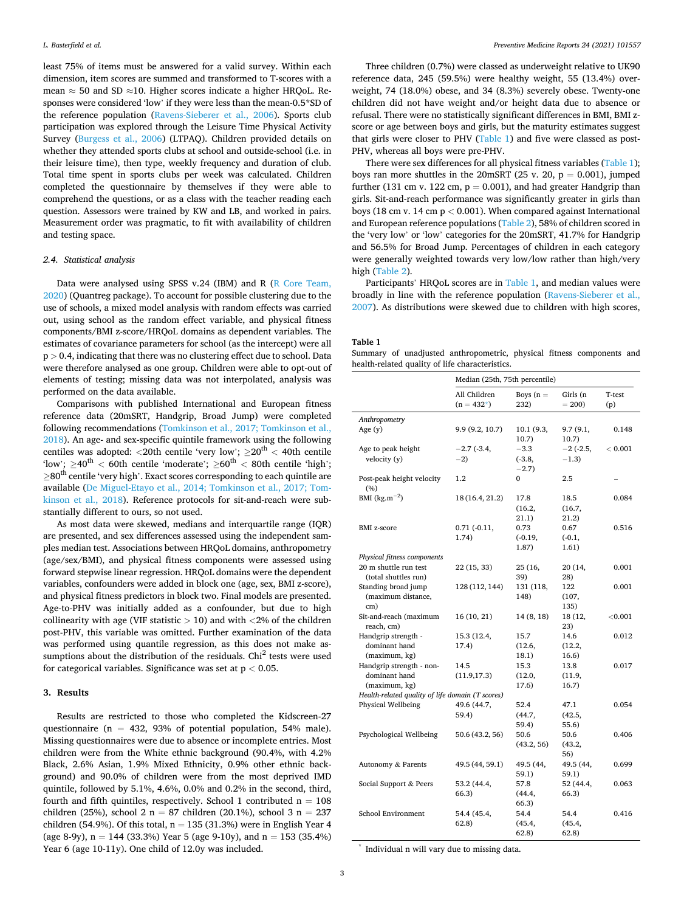least 75% of items must be answered for a valid survey. Within each dimension, item scores are summed and transformed to T-scores with a mean ≈ 50 and SD ≈10. Higher scores indicate a higher HRQoL. Responses were considered 'low' if they were less than the mean-0.5*SD of the reference population (Ravens-Sieberer et al., 2006). Sports club participation was explored through the Leisure Time Physical Activity Survey (Burgess et al., 2006) (LTPAQ). Children provided details on whether they attended sports clubs at school and outside-school (i.e. in their leisure time), then type, weekly frequency and duration of club. Total time spent in sports clubs per week was calculated. Children completed the questionnaire by themselves if they were able to comprehend the questions, or as a class with the teacher reading each question. Assessors were trained by KW and LB, and worked in pairs. Measurement order was pragmatic, to fit with availability of children and testing space.

### 2.4. Statistical analysis

Data were analysed using SPSS v.24 (IBM) and R (R Core Team, 2020) (Quantreg package). To account for possible clustering due to the use of schools, a mixed model analysis with random effects was carried out, using school as the random effect variable, and physical fitness components/BMI z-score/HRQoL domains as dependent variables. The estimates of covariance parameters for school (as the intercept) were all $p > 0.4$, indicating that there was no clustering effect due to school. Data were therefore analysed as one group. Children were able to opt-out of elements of testing; missing data was not interpolated, analysis was performed on the data available.

Comparisons with published International and European fitness reference data (20mSRT, Handgrip, Broad Jump) were completed following recommendations (Tomkinson et al., 2017; Tomkinson et al., 2018). An age- and sex-specific quintile framework using the following centiles was adopted: <20th centile 'very low'; ≥20th < 40th centile 'low'; ≥40th < 60th centile 'moderate'; ≥60th < 80th centile 'high'; ≥80th centile 'very high'. Exact scores corresponding to each quintile are available (De Miguel-Etayo et al., 2014; Tomkinson et al., 2017; Tomkinson et al., 2018). Reference protocols for sit-and-reach were substantially different to ours, so not used.

As most data were skewed, medians and interquartile range (IQR) are presented, and sex differences assessed using the independent samples median test. Associations between HRQoL domains, anthropometry (age/sex/BMI), and physical fitness components were assessed using forward stepwise linear regression. HRQoL domains were the dependent variables, confounders were added in block one (age, sex, BMI z-score), and physical fitness predictors in block two. Final models are presented. Age-to-PHV was initially added as a confounder, but due to high collinearity with age (VIF statistic > 10) and with <2% of the children post-PHV, this variable was omitted. Further examination of the data was performed using quantile regression, as this does not make assumptions about the distribution of the residuals. $Chi^2$ tests were used for categorical variables. Significance was set at $p < 0.05$.

## 3. Results

Results are restricted to those who completed the Kidscreen-27 questionnaire (n = 432, 93% of potential population, 54% male). Missing questionnaires were due to absence or incomplete entries. Most children were from the White ethnic background (90.4%, with 4.2% Black, 2.6% Asian, 1.9% Mixed Ethnicity, 0.9% other ethnic background) and 90.0% of children were from the most deprived IMD quintile, followed by 5.1%, 4.6%, 0.0% and 0.2% in the second, third, fourth and fifth quintiles, respectively. School 1 contributed n = 108 children (25%), school 2 n = 87 children (20.1%), school 3 n = 237 children (54.9%). Of this total, n = 135 (31.3%) were in English Year 4 (age 8-9y), n = 144 (33.3%) Year 5 (age 9-10y), and n = 153 (35.4%) Year 6 (age 10-11y). One child of 12.0y was included.

Three children (0.7%) were classed as underweight relative to UK90 reference data, 245 (59.5%) were healthy weight, 55 (13.4%) overweight, 74 (18.0%) obese, and 34 (8.3%) severely obese. Twenty-one children did not have weight and/or height data due to absence or refusal. There were no statistically significant differences in BMI, BMI z-score or age between boys and girls, but the maturity estimates suggest that girls were closer to PHV (Table 1) and five were classed as post-PHV, whereas all boys were pre-PHV.

There were sex differences for all physical fitness variables (Table 1); boys ran more shuttles in the 20mSRT (25 v. 20, p = 0.001), jumped further (131 cm v. 122 cm, p = 0.001), and had greater Handgrip than girls. Sit-and-reach performance was significantly greater in girls than boys (18 cm v. 14 cm p < 0.001). When compared against International and European reference populations (Table 2), 58% of children scored in the 'very low' or 'low' categories for the 20mSRT, 41.7% for Handgrip and 56.5% for Broad Jump. Percentages of children in each category were generally weighted towards very low/low rather than high/very high (Table 2).

Participants' HRQoL scores are in Table 1, and median values were broadly in line with the reference population (Ravens-Sieberer et al., 2007). As distributions were skewed due to children with high scores,

**Table 1**
Summary of unadjusted anthropometric, physical fitness components and health-related quality of life characteristics.

| | Median (25th, 75th percentile) | | | |
|---|---|---|---|---|
| | All Children (n = 432*) | Boys (n = 232) | Girls (n = 200) | T-test (p) |
| *Anthropometry* | | | | |
| Age (y) | 9.9 (9.2, 10.7) | 10.1 (9.3, 10.7) | 9.7 (9.1, 10.7) | 0.148 |
| Age to peak height velocity (y) | −2.7 (-3.4, −2) | −3.3 (-3.8, −2.7) | −2 (-2.5, −1.3) | < 0.001 |
| Post-peak height velocity (%) | 1.2 | 0 | 2.5 | – |
| BMI (kg.m$^{-2}$) | 18 (16.4, 21.2) | 17.8 (16.2, 21.1) | 18.5 (16.7, 21.2) | 0.084 |
| BMI z-score | 0.71 (-0.11, 1.74) | 0.73 (-0.19, 1.87) | 0.67 (-0.1, 1.61) | 0.516 |
| *Physical fitness components* | | | | |
| 20 m shuttle run test (total shuttles run) | 22 (15, 33) | 25 (16, 39) | 20 (14, 28) | 0.001 |
| Standing broad jump (maximum distance, cm) | 128 (112, 144) | 131 (118, 148) | 122 (107, 135) | 0.001 |
| Sit-and-reach (maximum reach, cm) | 16 (10, 21) | 14 (8, 18) | 18 (12, 23) | <0.001 |
| Handgrip strength - dominant hand (maximum, kg) | 15.3 (12.4, 17.4) | 15.7 (12.6, 18.1) | 14.6 (12.2, 16.6) | 0.012 |
| Handgrip strength - non-dominant hand (maximum, kg) | 14.5 (11.9,17.3) | 15.3 (12.0, 17.6) | 13.8 (11.9, 16.7) | 0.017 |
| *Health-related quality of life domain (T scores)* | | | | |
| Physical Wellbeing | 49.6 (44.7, 59.4) | 52.4 (44.7, 59.4) | 47.1 (42.5, 55.6) | 0.054 |
| Psychological Wellbeing | 50.6 (43.2, 56) | 50.6 (43.2, 56) | 50.6 (43.2, 56) | 0.406 |
| Autonomy & Parents | 49.5 (44, 59.1) | 49.5 (44, 59.1) | 49.5 (44, 59.1) | 0.699 |
| Social Support & Peers | 53.2 (44.4, 66.3) | 57.8 (44.4, 66.3) | 52 (44.4, 66.3) | 0.063 |
| School Environment | 54.4 (45.4, 62.8) | 54.4 (45.4, 62.8) | 54.4 (45.4, 62.8) | 0.416 |

* Individual n will vary due to missing data.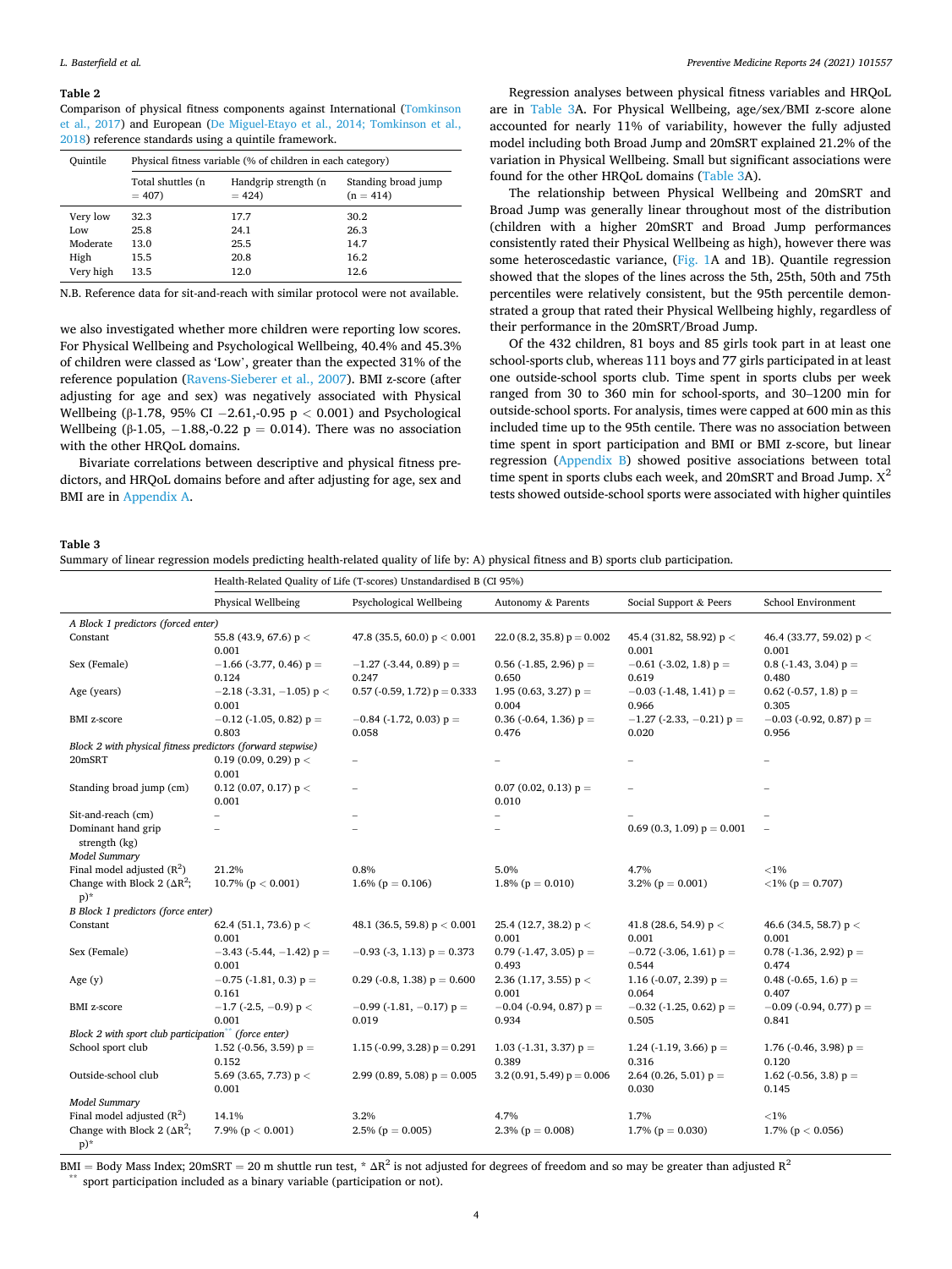**Table 2**
Comparison of physical fitness components against International (Tomkinson et al., 2017) and European (De Miguel-Etayo et al., 2014; Tomkinson et al., 2018) reference standards using a quintile framework.

| Quintile | Physical fitness variable (% of children in each category) | | |
|---|---|---|---|
| | Total shuttles (n = 407) | Handgrip strength (n = 424) | Standing broad jump (n = 414) |
| Very low | 32.3 | 17.7 | 30.2 |
| Low | 25.8 | 24.1 | 26.3 |
| Moderate | 13.0 | 25.5 | 14.7 |
| High | 15.5 | 20.8 | 16.2 |
| Very high | 13.5 | 12.0 | 12.6 |

N.B. Reference data for sit-and-reach with similar protocol were not available.

we also investigated whether more children were reporting low scores. For Physical Wellbeing and Psychological Wellbeing, 40.4% and 45.3% of children were classed as 'Low', greater than the expected 31% of the reference population (Ravens-Sieberer et al., 2007). BMI z-score (after adjusting for age and sex) was negatively associated with Physical Wellbeing (β-1.78, 95% CI −2.61,-0.95 $p < 0.001$) and Psychological Wellbeing (β-1.05, −1.88,-0.22 $p = 0.014$). There was no association with the other HRQoL domains.

Bivariate correlations between descriptive and physical fitness predictors, and HRQoL domains before and after adjusting for age, sex and BMI are in Appendix A.

Regression analyses between physical fitness variables and HRQoL are in Table 3A. For Physical Wellbeing, age/sex/BMI z-score alone accounted for nearly 11% of variability, however the fully adjusted model including both Broad Jump and 20mSRT explained 21.2% of the variation in Physical Wellbeing. Small but significant associations were found for the other HRQoL domains (Table 3A).

The relationship between Physical Wellbeing and 20mSRT and Broad Jump was generally linear throughout most of the distribution (children with a higher 20mSRT and Broad Jump performances consistently rated their Physical Wellbeing as high), however there was some heteroscedastic variance, (Fig. 1A and 1B). Quantile regression showed that the slopes of the lines across the 5th, 25th, 50th and 75th percentiles were relatively consistent, but the 95th percentile demonstrated a group that rated their Physical Wellbeing highly, regardless of their performance in the 20mSRT/Broad Jump.

Of the 432 children, 81 boys and 85 girls took part in at least one school-sports club, whereas 111 boys and 77 girls participated in at least one outside-school sports club. Time spent in sports clubs per week ranged from 30 to 360 min for school-sports, and 30–1200 min for outside-school sports. For analysis, times were capped at 600 min as this included time up to the 95th centile. There was no association between time spent in sport participation and BMI or BMI z-score, but linear regression (Appendix B) showed positive associations between total time spent in sports clubs each week, and 20mSRT and Broad Jump. $X^2$ tests showed outside-school sports were associated with higher quintiles

**Table 3**
Summary of linear regression models predicting health-related quality of life by: A) physical fitness and B) sports club participation.

| | Health-Related Quality of Life (T-scores) Unstandardised B (CI 95%) | | | | |
|---|---|---|---|---|---|
| | Physical Wellbeing | Psychological Wellbeing | Autonomy & Parents | Social Support & Peers | School Environment |
| *A Block 1 predictors (forced enter)* | | | | | |
| Constant | 55.8 (43.9, 67.6) $p < 0.001$ | 47.8 (35.5, 60.0) $p < 0.001$ | 22.0 (8.2, 35.8) $p = 0.002$ | 45.4 (31.82, 58.92) $p < 0.001$ | 46.4 (33.77, 59.02) $p < 0.001$ |
| Sex (Female) | −1.66 (-3.77, 0.46) $p = 0.124$ | −1.27 (-3.44, 0.89) $p = 0.247$ | 0.56 (-1.85, 2.96) $p = 0.650$ | −0.61 (-3.02, 1.8) $p = 0.619$ | 0.8 (-1.43, 3.04) $p = 0.480$ |
| Age (years) | −2.18 (-3.31, −1.05) $p < 0.001$ | 0.57 (-0.59, 1.72) $p = 0.333$ | 1.95 (0.63, 3.27) $p = 0.004$ | −0.03 (-1.48, 1.41) $p = 0.966$ | 0.62 (-0.57, 1.8) $p = 0.305$ |
| BMI z-score | −0.12 (-1.05, 0.82) $p = 0.803$ | −0.84 (-1.72, 0.03) $p = 0.058$ | 0.36 (-0.64, 1.36) $p = 0.476$ | −1.27 (-2.33, −0.21) $p = 0.020$ | −0.03 (-0.92, 0.87) $p = 0.956$ |
| *Block 2 with physical fitness predictors (forward stepwise)* | | | | | |
| 20mSRT | 0.19 (0.09, 0.29) $p < 0.001$ | – | – | – | – |
| Standing broad jump (cm) | 0.12 (0.07, 0.17) $p < 0.001$ | – | 0.07 (0.02, 0.13) $p = 0.010$ | – | – |
| Sit-and-reach (cm) | – | – | – | – | – |
| Dominant hand grip strength (kg) | – | – | – | 0.69 (0.3, 1.09) $p = 0.001$ | – |
| *Model Summary* | | | | | |
| Final model adjusted ($R^2$) | 21.2% | 0.8% | 5.0% | 4.7% | <1% |
| Change with Block 2 ($\Delta R^2$; p)* | 10.7% ($p < 0.001$) | 1.6% ($p = 0.106$) | 1.8% ($p = 0.010$) | 3.2% ($p = 0.001$) | <1% ($p = 0.707$) |
| *B Block 1 predictors (force enter)* | | | | | |
| Constant | 62.4 (51.1, 73.6) $p < 0.001$ | 48.1 (36.5, 59.8) $p < 0.001$ | 25.4 (12.7, 38.2) $p < 0.001$ | 41.8 (28.6, 54.9) $p < 0.001$ | 46.6 (34.5, 58.7) $p < 0.001$ |
| Sex (Female) | −3.43 (-5.44, −1.42) $p = 0.001$ | −0.93 (-3, 1.13) $p = 0.373$ | 0.79 (-1.47, 3.05) $p = 0.493$ | −0.72 (-3.06, 1.61) $p = 0.544$ | 0.78 (-1.36, 2.92) $p = 0.474$ |
| Age (y) | −0.75 (-1.81, 0.3) $p = 0.161$ | 0.29 (-0.8, 1.38) $p = 0.600$ | 2.36 (1.17, 3.55) $p < 0.001$ | 1.16 (-0.07, 2.39) $p = 0.064$ | 0.48 (-0.65, 1.6) $p = 0.407$ |
| BMI z-score | −1.7 (-2.5, −0.9) $p < 0.001$ | −0.99 (-1.81, −0.17) $p = 0.019$ | −0.04 (-0.94, 0.87) $p = 0.934$ | −0.32 (-1.25, 0.62) $p = 0.505$ | −0.09 (-0.94, 0.77) $p = 0.841$ |
| *Block 2 with sport club participation** (force enter)* | | | | | |
| School sport club | 1.52 (-0.56, 3.59) $p = 0.152$ | 1.15 (-0.99, 3.28) $p = 0.291$ | 1.03 (-1.31, 3.37) $p = 0.389$ | 1.24 (-1.19, 3.66) $p = 0.316$ | 1.76 (-0.46, 3.98) $p = 0.120$ |
| Outside-school club | 5.69 (3.65, 7.73) $p < 0.001$ | 2.99 (0.89, 5.08) $p = 0.005$ | 3.2 (0.91, 5.49) $p = 0.006$ | 2.64 (0.26, 5.01) $p = 0.030$ | 1.62 (-0.56, 3.8) $p = 0.145$ |
| *Model Summary* | | | | | |
| Final model adjusted ($R^2$) | 14.1% | 3.2% | 4.7% | 1.7% | <1% |
| Change with Block 2 ($\Delta R^2$; p)* | 7.9% ($p < 0.001$) | 2.5% ($p = 0.005$) | 2.3% ($p = 0.008$) | 1.7% ($p = 0.030$) | 1.7% ($p < 0.056$) |

BMI = Body Mass Index; 20mSRT = 20 m shuttle run test, * $\Delta R^2$ is not adjusted for degrees of freedom and so may be greater than adjusted $R^2$
** sport participation included as a binary variable (participation or not).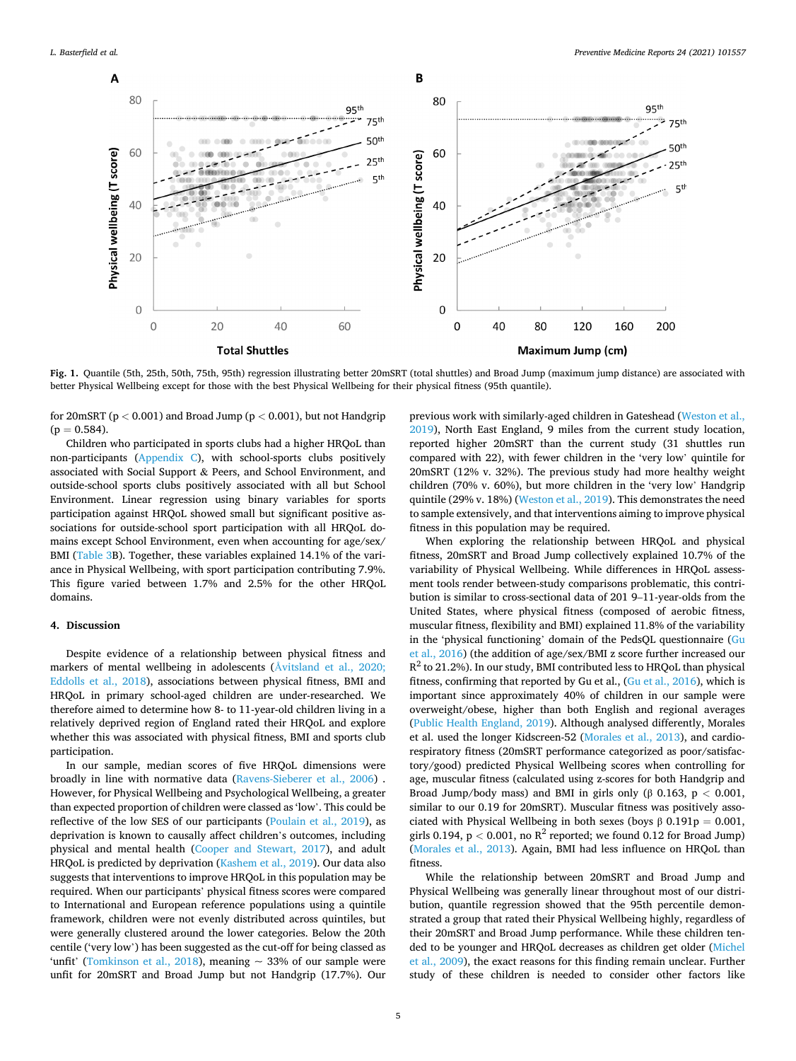Fig. 1. Quantile (5th, 25th, 50th, 75th, 95th) regression illustrating better 20mSRT (total shuttles) and Broad Jump (maximum jump distance) are associated with better Physical Wellbeing except for those with the best Physical Wellbeing for their physical fitness (95th quantile).

for 20mSRT ($p < 0.001$) and Broad Jump ($p < 0.001$), but not Handgrip ($p = 0.584$).

Children who participated in sports clubs had a higher HRQoL than non-participants (Appendix C), with school-sports clubs positively associated with Social Support & Peers, and School Environment, and outside-school sports clubs positively associated with all but School Environment. Linear regression using binary variables for sports participation against HRQoL showed small but significant positive associations for outside-school sport participation with all HRQoL domains except School Environment, even when accounting for age/sex/BMI (Table 3B). Together, these variables explained 14.1% of the variance in Physical Wellbeing, with sport participation contributing 7.9%. This figure varied between 1.7% and 2.5% for the other HRQoL domains.

## 4. Discussion

Despite evidence of a relationship between physical fitness and markers of mental wellbeing in adolescents (Åvitsland et al., 2020; Eddolls et al., 2018), associations between physical fitness, BMI and HRQoL in primary school-aged children are under-researched. We therefore aimed to determine how 8- to 11-year-old children living in a relatively deprived region of England rated their HRQoL and explore whether this was associated with physical fitness, BMI and sports club participation.

In our sample, median scores of five HRQoL dimensions were broadly in line with normative data (Ravens-Sieberer et al., 2006) . However, for Physical Wellbeing and Psychological Wellbeing, a greater than expected proportion of children were classed as 'low'. This could be reflective of the low SES of our participants (Poulain et al., 2019), as deprivation is known to causally affect children's outcomes, including physical and mental health (Cooper and Stewart, 2017), and adult HRQoL is predicted by deprivation (Kashem et al., 2019). Our data also suggests that interventions to improve HRQoL in this population may be required. When our participants' physical fitness scores were compared to International and European reference populations using a quintile framework, children were not evenly distributed across quintiles, but were generally clustered around the lower categories. Below the 20th centile ('very low') has been suggested as the cut-off for being classed as 'unfit' (Tomkinson et al., 2018), meaning ~ 33% of our sample were unfit for 20mSRT and Broad Jump but not Handgrip (17.7%). Our previous work with similarly-aged children in Gateshead (Weston et al., 2019), North East England, 9 miles from the current study location, reported higher 20mSRT than the current study (31 shuttles run compared with 22), with fewer children in the 'very low' quintile for 20mSRT (12% v. 32%). The previous study had more healthy weight children (70% v. 60%), but more children in the 'very low' Handgrip quintile (29% v. 18%) (Weston et al., 2019). This demonstrates the need to sample extensively, and that interventions aiming to improve physical fitness in this population may be required.

When exploring the relationship between HRQoL and physical fitness, 20mSRT and Broad Jump collectively explained 10.7% of the variability of Physical Wellbeing. While differences in HRQoL assessment tools render between-study comparisons problematic, this contribution is similar to cross-sectional data of 201 9–11-year-olds from the United States, where physical fitness (composed of aerobic fitness, muscular fitness, flexibility and BMI) explained 11.8% of the variability in the 'physical functioning' domain of the PedsQL questionnaire (Gu et al., 2016) (the addition of age/sex/BMI z score further increased our $R^2$ to 21.2%). In our study, BMI contributed less to HRQoL than physical fitness, confirming that reported by Gu et al., (Gu et al., 2016), which is important since approximately 40% of children in our sample were overweight/obese, higher than both English and regional averages (Public Health England, 2019). Although analysed differently, Morales et al. used the longer Kidscreen-52 (Morales et al., 2013), and cardiorespiratory fitness (20mSRT performance categorized as poor/satisfactory/good) predicted Physical Wellbeing scores when controlling for age, muscular fitness (calculated using z-scores for both Handgrip and Broad Jump/body mass) and BMI in girls only ($\beta$ 0.163, $p < 0.001$, similar to our 0.19 for 20mSRT). Muscular fitness was positively associated with Physical Wellbeing in both sexes (boys $\beta$ 0.191p = 0.001, girls 0.194, $p < 0.001$, no $R^2$ reported; we found 0.12 for Broad Jump) (Morales et al., 2013). Again, BMI had less influence on HRQoL than fitness.

While the relationship between 20mSRT and Broad Jump and Physical Wellbeing was generally linear throughout most of our distribution, quantile regression showed that the 95th percentile demonstrated a group that rated their Physical Wellbeing highly, regardless of their 20mSRT and Broad Jump performance. While these children tended to be younger and HRQoL decreases as children get older (Michel et al., 2009), the exact reasons for this finding remain unclear. Further study of these children is needed to consider other factors like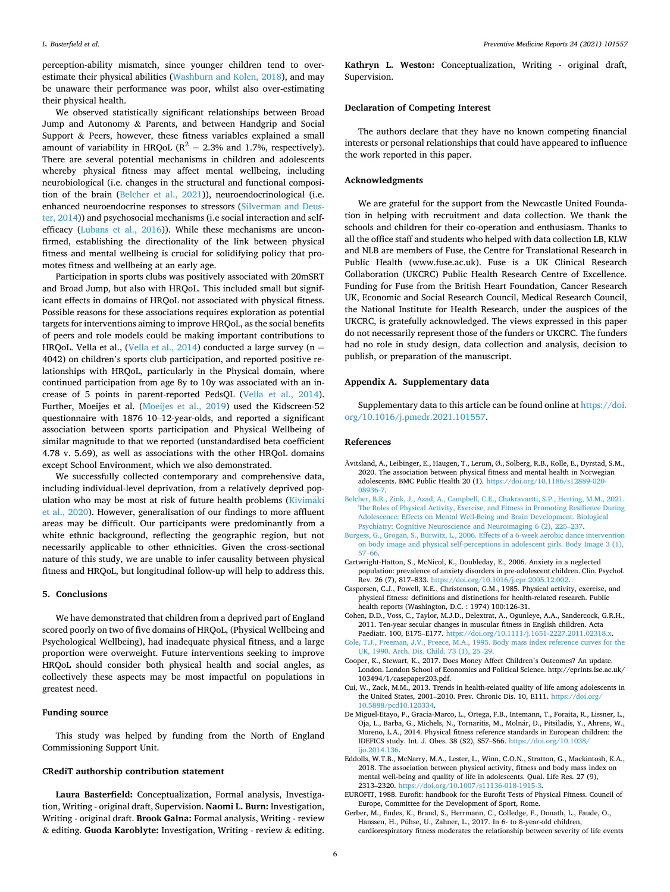perception-ability mismatch, since younger children tend to over-estimate their physical abilities (Washburn and Kolen, 2018), and may be unaware their performance was poor, whilst also over-estimating their physical health.

We observed statistically significant relationships between Broad Jump and Autonomy & Parents, and between Handgrip and Social Support & Peers, however, these fitness variables explained a small amount of variability in HRQoL ($R^2 = 2.3\%$ and 1.7%, respectively). There are several potential mechanisms in children and adolescents whereby physical fitness may affect mental wellbeing, including neurobiological (i.e. changes in the structural and functional composition of the brain (Belcher et al., 2021)), neuroendocrinological (i.e. enhanced neuroendocrine responses to stressors (Silverman and Deuster, 2014)) and psychosocial mechanisms (i.e social interaction and self-efficacy (Lubans et al., 2016)). While these mechanisms are unconfirmed, establishing the directionality of the link between physical fitness and mental wellbeing is crucial for solidifying policy that promotes fitness and wellbeing at an early age.

Participation in sports clubs was positively associated with 20mSRT and Broad Jump, but also with HRQoL. This included small but significant effects in domains of HRQoL not associated with physical fitness. Possible reasons for these associations requires exploration as potential targets for interventions aiming to improve HRQoL, as the social benefits of peers and role models could be making important contributions to HRQoL. Vella et al., (Vella et al., 2014) conducted a large survey (n = 4042) on children's sports club participation, and reported positive relationships with HRQoL, particularly in the Physical domain, where continued participation from age 8y to 10y was associated with an increase of 5 points in parent-reported PedsQL (Vella et al., 2014). Further, Moeijes et al. (Moeijes et al., 2019) used the Kidscreen-52 questionnaire with 1876 10–12-year-olds, and reported a significant association between sports participation and Physical Wellbeing of similar magnitude to that we reported (unstandardised beta coefficient 4.78 v. 5.69), as well as associations with the other HRQoL domains except School Environment, which we also demonstrated.

We successfully collected contemporary and comprehensive data, including individual-level deprivation, from a relatively deprived population who may be most at risk of future health problems (Kivimäki et al., 2020). However, generalisation of our findings to more affluent areas may be difficult. Our participants were predominantly from a white ethnic background, reflecting the geographic region, but not necessarily applicable to other ethnicities. Given the cross-sectional nature of this study, we are unable to infer causality between physical fitness and HRQoL, but longitudinal follow-up will help to address this.

## 5. Conclusions

We have demonstrated that children from a deprived part of England scored poorly on two of five domains of HRQoL, (Physical Wellbeing and Psychological Wellbeing), had inadequate physical fitness, and a large proportion were overweight. Future interventions seeking to improve HRQoL should consider both physical health and social angles, as collectively these aspects may be most impactful on populations in greatest need.

### Funding source

This study was helped by funding from the North of England Commissioning Support Unit.

### CRediT authorship contribution statement

**Laura Basterfield:** Conceptualization, Formal analysis, Investigation, Writing - original draft, Supervision. **Naomi L. Burn:** Investigation, Writing - original draft. **Brook Galna:** Formal analysis, Writing - review & editing. **Guoda Karoblyte:** Investigation, Writing - review & editing. **Kathryn L. Weston:** Conceptualization, Writing - original draft, Supervision.

### Declaration of Competing Interest

The authors declare that they have no known competing financial interests or personal relationships that could have appeared to influence the work reported in this paper.

### Acknowledgments

We are grateful for the support from the Newcastle United Foundation in helping with recruitment and data collection. We thank the schools and children for their co-operation and enthusiasm. Thanks to all the office staff and students who helped with data collection LB, KLW and NLB are members of Fuse, the Centre for Translational Research in Public Health (www.fuse.ac.uk). Fuse is a UK Clinical Research Collaboration (UKCRC) Public Health Research Centre of Excellence. Funding for Fuse from the British Heart Foundation, Cancer Research UK, Economic and Social Research Council, Medical Research Council, the National Institute for Health Research, under the auspices of the UKCRC, is gratefully acknowledged. The views expressed in this paper do not necessarily represent those of the funders or UKCRC. The funders had no role in study design, data collection and analysis, decision to publish, or preparation of the manuscript.

### Appendix A. Supplementary data

Supplementary data to this article can be found online at https://doi.org/10.1016/j.pmedr.2021.101557.

### References

Åvitsland, A., Leibinger, E., Haugen, T., Lerum, Ø., Solberg, R.B., Kolle, E., Dyrstad, S.M., 2020. The association between physical fitness and mental health in Norwegian adolescents. BMC Public Health 20 (1). https://doi.org/10.1186/s12889-020-08936-7.

Belcher, B.R., Zink, J., Azad, A., Campbell, C.E., Chakravartti, S.P., Herting, M.M., 2021. The Roles of Physical Activity, Exercise, and Fitness in Promoting Resilience During Adolescence: Effects on Mental Well-Being and Brain Development. Biological Psychiatry: Cognitive Neuroscience and Neuroimaging 6 (2), 225–237.

Burgess, G., Grogan, S., Burwitz, L., 2006. Effects of a 6-week aerobic dance intervention on body image and physical self-perceptions in adolescent girls. Body Image 3 (1), 57–66.

Cartwright-Hatton, S., McNicol, K., Doubleday, E., 2006. Anxiety in a neglected population: prevalence of anxiety disorders in pre-adolescent children. Clin. Psychol. Rev. 26 (7), 817–833. https://doi.org/10.1016/j.cpr.2005.12.002.

Caspersen, C.J., Powell, K.E., Christenson, G.M., 1985. Physical activity, exercise, and physical fitness: definitions and distinctions for health-related research. Public health reports (Washington, D.C. : 1974) 100:126-31.

Cohen, D.D., Voss, C., Taylor, M.J.D., Delextrat, A., Ogunleye, A.A., Sandercock, G.R.H., 2011. Ten-year secular changes in muscular fitness in English children. Acta Paediatr. 100, E175–E177. https://doi.org/10.1111/j.1651-2227.2011.02318.x.

Cole, T.J., Freeman, J.V., Preece, M.A., 1995. Body mass index reference curves for the UK, 1990. Arch. Dis. Child. 73 (1), 25–29.

Cooper, K., Stewart, K., 2017. Does Money Affect Children's Outcomes? An update. London. London School of Economics and Political Science. http://eprints.lse.ac.uk/103494/1/casepaper203.pdf.

Cui, W., Zack, M.M., 2013. Trends in health-related quality of life among adolescents in the United States, 2001–2010. Prev. Chronic Dis. 10, E111. https://doi.org/10.5888/pcd10.120334.

De Miguel-Etayo, P., Gracia-Marco, L., Ortega, F.B., Intemann, T., Foraita, R., Lissner, L., Oja, L., Barba, G., Michels, N., Tornaritis, M., Molnár, D., Pitsiladis, Y., Ahrens, W., Moreno, L.A., 2014. Physical fitness reference standards in European children: the IDEFICS study. Int. J. Obes. 38 (S2), S57–S66. https://doi.org/10.1038/ijo.2014.136.

Eddolls, W.T.B., McNarry, M.A., Lester, L., Winn, C.O.N., Stratton, G., Mackintosh, K.A., 2018. The association between physical activity, fitness and body mass index on mental well-being and quality of life in adolescents. Qual. Life Res. 27 (9), 2313–2320. https://doi.org/10.1007/s11136-018-1915-3.

EUROFIT, 1988. Eurofit: handbook for the Eurofit Tests of Physical Fitness. Council of Europe, Committee for the Development of Sport, Rome.

Gerber, M., Endes, K., Brand, S., Herrmann, C., Colledge, F., Donath, L., Faude, O., Hanssen, H., Pühse, U., Zahner, L., 2017. In 6- to 8-year-old children, cardiorespiratory fitness moderates the relationship between severity of life events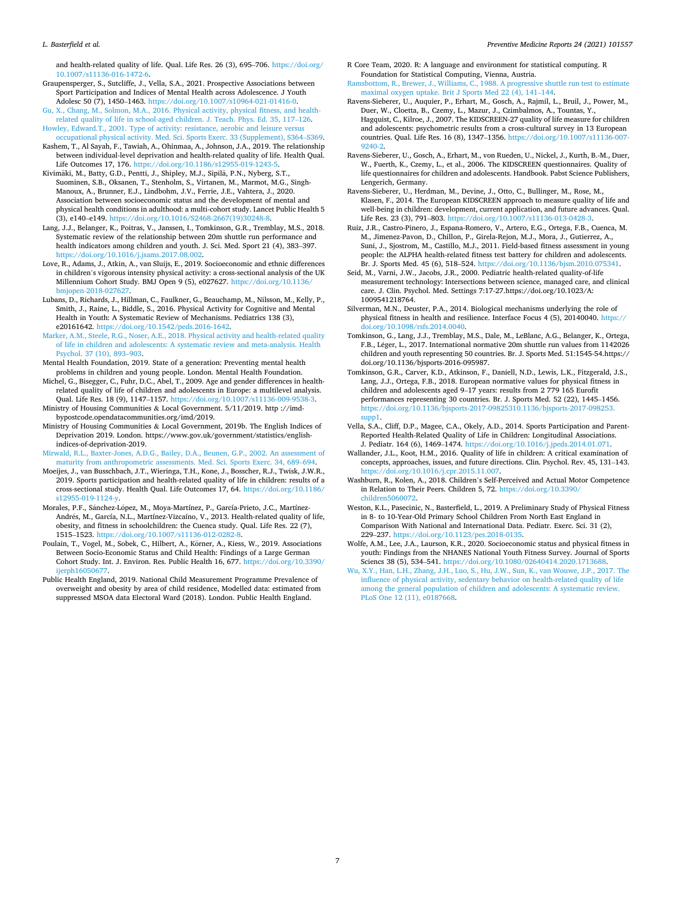and health-related quality of life. Qual. Life Res. 26 (3), 695–706. https://doi.org/10.1007/s11136-016-1472-6.

Graupensperger, S., Sutcliffe, J., Vella, S.A., 2021. Prospective Associations between Sport Participation and Indices of Mental Health across Adolescence. J Youth Adolesc 50 (7), 1450–1463. https://doi.org/10.1007/s10964-021-01416-0.

Gu, X., Chang, M., Solmon, M.A., 2016. Physical activity, physical fitness, and health-related quality of life in school-aged children. J. Teach. Phys. Ed. 35, 117–126.

Howley, Edward.T., 2001. Type of activity: resistance, aerobic and leisure versus occupational physical activity. Med. Sci. Sports Exerc. 33 (Supplement), S364–S369.

Kashem, T., Al Sayah, F., Tawiah, A., Ohinmaa, A., Johnson, J.A., 2019. The relationship between individual-level deprivation and health-related quality of life. Health Qual. Life Outcomes 17, 176. https://doi.org/10.1186/s12955-019-1243-5.

Kivimäki, M., Batty, G.D., Pentti, J., Shipley, M.J., Sipilä, P.N., Nyberg, S.T., Suominen, S.B., Oksanen, T., Stenholm, S., Virtanen, M., Marmot, M.G., Singh-Manoux, A., Brunner, E.J., Lindbohm, J.V., Ferrie, J.E., Vahtera, J., 2020. Association between socioeconomic status and the development of mental and physical health conditions in adulthood: a multi-cohort study. Lancet Public Health 5 (3), e140–e149. https://doi.org/10.1016/S2468-2667(19)30248-8.

Lang, J.J., Belanger, K., Poitras, V., Janssen, I., Tomkinson, G.R., Tremblay, M.S., 2018. Systematic review of the relationship between 20m shuttle run performance and health indicators among children and youth. J. Sci. Med. Sport 21 (4), 383–397. https://doi.org/10.1016/j.jsams.2017.08.002.

Love, R., Adams, J., Atkin, A., van Sluijs, E., 2019. Socioeconomic and ethnic differences in children's vigorous intensity physical activity: a cross-sectional analysis of the UK Millennium Cohort Study. BMJ Open 9 (5), e027627. https://doi.org/10.1136/bmjopen-2018-027627.

Lubans, D., Richards, J., Hillman, C., Faulkner, G., Beauchamp, M., Nilsson, M., Kelly, P., Smith, J., Raine, L., Biddle, S., 2016. Physical Activity for Cognitive and Mental Health in Youth: A Systematic Review of Mechanisms. Pediatrics 138 (3), e20161642. https://doi.org/10.1542/peds.2016-1642.

Marker, A.M., Steele, R.G., Noser, A.E., 2018. Physical activity and health-related quality of life in children and adolescents: A systematic review and meta-analysis. Health Psychol. 37 (10), 893–903.

Mental Health Foundation, 2019. State of a generation: Preventing mental health problems in children and young people. London. Mental Health Foundation.

Michel, G., Bisegger, C., Fuhr, D.C., Abel, T., 2009. Age and gender differences in health-related quality of life of children and adolescents in Europe: a multilevel analysis. Qual. Life Res. 18 (9), 1147–1157. https://doi.org/10.1007/s11136-009-9538-3.

Ministry of Housing Communities & Local Government. 5/11/2019. http ://imd-bypostcode.opendatacommunities.org/imd/2019.

Ministry of Housing Communities & Local Government, 2019b. The English Indices of Deprivation 2019. London. https://www.gov.uk/government/statistics/english-indices-of-deprivation-2019.

Mirwald, R.L., Baxter-Jones, A.D.G., Bailey, D.A., Beunen, G.P., 2002. An assessment of maturity from anthropometric assessments. Med. Sci. Sports Exerc. 34, 689–694.

Moeijes, J., van Busschbach, J.T., Wieringa, T.H., Kone, J., Bosscher, R.J., Twisk, J.W.R., 2019. Sports participation and health-related quality of life in children: results of a cross-sectional study. Health Qual. Life Outcomes 17, 64. https://doi.org/10.1186/s12955-019-1124-y.

Morales, P.F., Sánchez-López, M., Moya-Martínez, P., García-Prieto, J.C., Martínez-Andrés, M., García, N.L., Martínez-Vizcaíno, V., 2013. Health-related quality of life, obesity, and fitness in schoolchildren: the Cuenca study. Qual. Life Res. 22 (7), 1515–1523. https://doi.org/10.1007/s11136-012-0282-8.

Poulain, T., Vogel, M., Sobek, C., Hilbert, A., Körner, A., Kiess, W., 2019. Associations Between Socio-Economic Status and Child Health: Findings of a Large German Cohort Study. Int. J. Environ. Res. Public Health 16, 677. https://doi.org/10.3390/ijerph16050677.

Public Health England, 2019. National Child Measurement Programme Prevalence of overweight and obesity by area of child residence, Modelled data: estimated from suppressed MSOA data Electoral Ward (2018). London. Public Health England.

R Core Team, 2020. R: A language and environment for statistical computing. R Foundation for Statistical Computing, Vienna, Austria.

Ramsbottom, R., Brewer, J., Williams, C., 1988. A progressive shuttle run test to estimate maximal oxygen uptake. Brit J Sports Med 22 (4), 141–144.

Ravens-Sieberer, U., Auquier, P., Erhart, M., Gosch, A., Rajmil, L., Bruil, J., Power, M., Duer, W., Cloetta, B., Czemy, L., Mazur, J., Czimbalmos, A., Tountas, Y., Hagquist, C., Kilroe, J., 2007. The KIDSCREEN-27 quality of life measure for children and adolescents: psychometric results from a cross-cultural survey in 13 European countries. Qual. Life Res. 16 (8), 1347–1356. https://doi.org/10.1007/s11136-007-9240-2.

Ravens-Sieberer, U., Gosch, A., Erhart, M., von Rueden, U., Nickel, J., Kurth, B.-M., Duer, W., Fuerth, K., Czemy, L., et al., 2006. The KIDSCREEN questionnaires. Quality of life questionnaires for children and adolescents. Handbook. Pabst Science Publishers, Lengerich, Germany.

Ravens-Sieberer, U., Herdman, M., Devine, J., Otto, C., Bullinger, M., Rose, M., Klasen, F., 2014. The European KIDSCREEN approach to measure quality of life and well-being in children: development, current application, and future advances. Qual. Life Res. 23 (3), 791–803. https://doi.org/10.1007/s11136-013-0428-3.

Ruiz, J.R., Castro-Pinero, J., Espana-Romero, V., Artero, E.G., Ortega, F.B., Cuenca, M. M., Jimenez-Pavon, D., Chillon, P., Girela-Rejon, M.J., Mora, J., Gutierrez, A., Suni, J., Sjostrom, M., Castillo, M.J., 2011. Field-based fitness assessment in young people: the ALPHA health-related fitness test battery for children and adolescents. Br. J. Sports Med. 45 (6), 518–524. https://doi.org/10.1136/bjsm.2010.075341.

Seid, M., Varni, J.W., Jacobs, J.R., 2000. Pediatric health-related quality-of-life measurement technology: Intersections between science, managed care, and clinical care. J. Clin. Psychol. Med. Settings 7:17-27.https://doi.org/10.1023/A:1009541218764.

Silverman, M.N., Deuster, P.A., 2014. Biological mechanisms underlying the role of physical fitness in health and resilience. Interface Focus 4 (5), 20140040. https://doi.org/10.1098/rsfs.2014.0040.

Tomkinson, G., Lang, J.J., Tremblay, M.S., Dale, M., LeBlanc, A.G., Belanger, K., Ortega, F.B., Léger, L., 2017. International normative 20m shuttle run values from 1142026 children and youth representing 50 countries. Br. J. Sports Med. 51:1545-54.https://doi.org/10.1136/bjsports-2016-095987.

Tomkinson, G.R., Carver, K.D., Atkinson, F., Daniell, N.D., Lewis, L.K., Fitzgerald, J.S., Lang, J.J., Ortega, F.B., 2018. European normative values for physical fitness in children and adolescents aged 9–17 years: results from 2 779 165 Eurofit performances representing 30 countries. Br. J. Sports Med. 52 (22), 1445–1456. https://doi.org/10.1136/bjsports-2017-09825310.1136/bjsports-2017-098253.supp1.

Vella, S.A., Cliff, D.P., Magee, C.A., Okely, A.D., 2014. Sports Participation and Parent-Reported Health-Related Quality of Life in Children: Longitudinal Associations. J. Pediatr. 164 (6), 1469–1474. https://doi.org/10.1016/j.jpeds.2014.01.071.

Wallander, J.L., Koot, H.M., 2016. Quality of life in children: A critical examination of concepts, approaches, issues, and future directions. Clin. Psychol. Rev. 45, 131–143. https://doi.org/10.1016/j.cpr.2015.11.007.

Washburn, R., Kolen, A., 2018. Children's Self-Perceived and Actual Motor Competence in Relation to Their Peers. Children 5, 72. https://doi.org/10.3390/children5060072.

Weston, K.L., Pasecinic, N., Basterfield, L., 2019. A Preliminary Study of Physical Fitness in 8- to 10-Year-Old Primary School Children From North East England in Comparison With National and International Data. Pediatr. Exerc. Sci. 31 (2), 229–237. https://doi.org/10.1123/pes.2018-0135.

Wolfe, A.M., Lee, J.A., Laurson, K.R., 2020. Socioeconomic status and physical fitness in youth: Findings from the NHANES National Youth Fitness Survey. Journal of Sports Sciences 38 (5), 534–541. https://doi.org/10.1080/02640414.2020.1713688.

Wu, X.Y., Han, L.H., Zhang, J.H., Luo, S., Hu, J.W., Sun, K., van Wouwe, J.P., 2017. The influence of physical activity, sedentary behavior on health-related quality of life among the general population of children and adolescents: A systematic review. PLoS One 12 (11), e0187668.